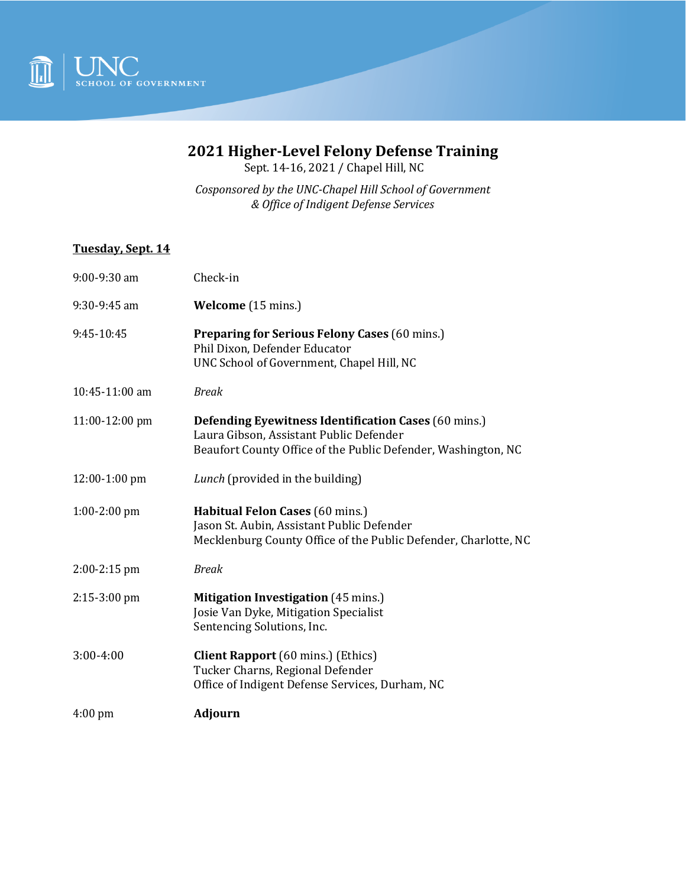UNC SCHOOL OF GOVERNMENT

# 2021 Higher-Level Felony Defense Training

Sept. 14-16, 2021 / Chapel Hill, NC

*Cosponsored by the UNC-Chapel Hill School of Government & Office of Indigent Defense Services*

## Tuesday, Sept. 14

| | |
|---|---|
| 9:00-9:30 am | Check-in |
| 9:30-9:45 am | **Welcome** (15 mins.) |
| 9:45-10:45 | **Preparing for Serious Felony Cases** (60 mins.)<br>Phil Dixon, Defender Educator<br>UNC School of Government, Chapel Hill, NC |
| 10:45-11:00 am | *Break* |
| 11:00-12:00 pm | **Defending Eyewitness Identification Cases** (60 mins.)<br>Laura Gibson, Assistant Public Defender<br>Beaufort County Office of the Public Defender, Washington, NC |
| 12:00-1:00 pm | *Lunch* (provided in the building) |
| 1:00-2:00 pm | **Habitual Felon Cases** (60 mins.)<br>Jason St. Aubin, Assistant Public Defender<br>Mecklenburg County Office of the Public Defender, Charlotte, NC |
| 2:00-2:15 pm | *Break* |
| 2:15-3:00 pm | **Mitigation Investigation** (45 mins.)<br>Josie Van Dyke, Mitigation Specialist<br>Sentencing Solutions, Inc. |
| 3:00-4:00 | **Client Rapport** (60 mins.) (Ethics)<br>Tucker Charns, Regional Defender<br>Office of Indigent Defense Services, Durham, NC |
| 4:00 pm | **Adjourn** |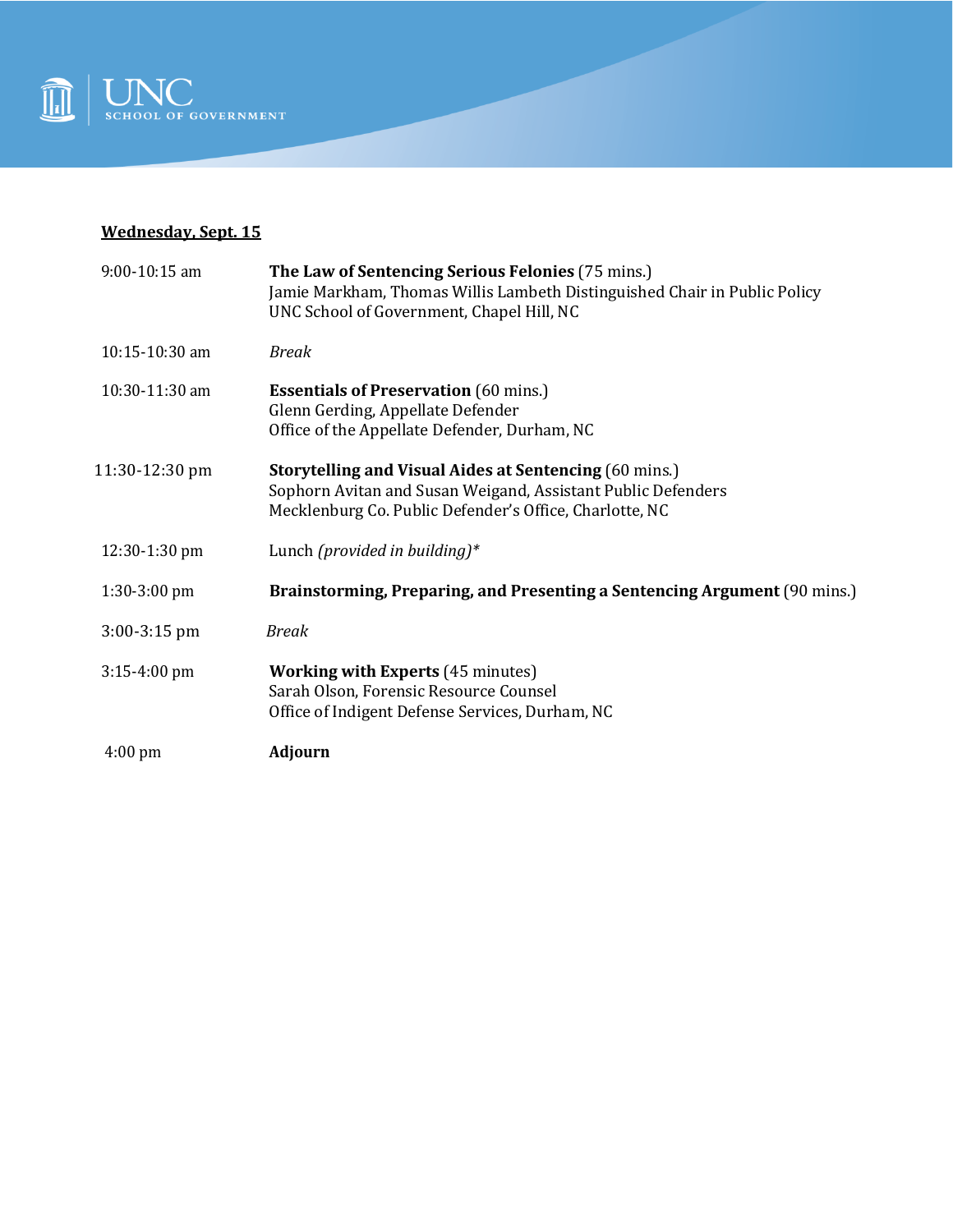**Wednesday, Sept. 15**

| | |
|---|---|
| 9:00-10:15 am | **The Law of Sentencing Serious Felonies** (75 mins.)<br>Jamie Markham, Thomas Willis Lambeth Distinguished Chair in Public Policy<br>UNC School of Government, Chapel Hill, NC |
| 10:15-10:30 am | *Break* |
| 10:30-11:30 am | **Essentials of Preservation** (60 mins.)<br>Glenn Gerding, Appellate Defender<br>Office of the Appellate Defender, Durham, NC |
| 11:30-12:30 pm | **Storytelling and Visual Aides at Sentencing** (60 mins.)<br>Sophorn Avitan and Susan Weigand, Assistant Public Defenders<br>Mecklenburg Co. Public Defender's Office, Charlotte, NC |
| 12:30-1:30 pm | Lunch *(provided in building)** |
| 1:30-3:00 pm | **Brainstorming, Preparing, and Presenting a Sentencing Argument** (90 mins.) |
| 3:00-3:15 pm | *Break* |
| 3:15-4:00 pm | **Working with Experts** (45 minutes)<br>Sarah Olson, Forensic Resource Counsel<br>Office of Indigent Defense Services, Durham, NC |
| 4:00 pm | **Adjourn** |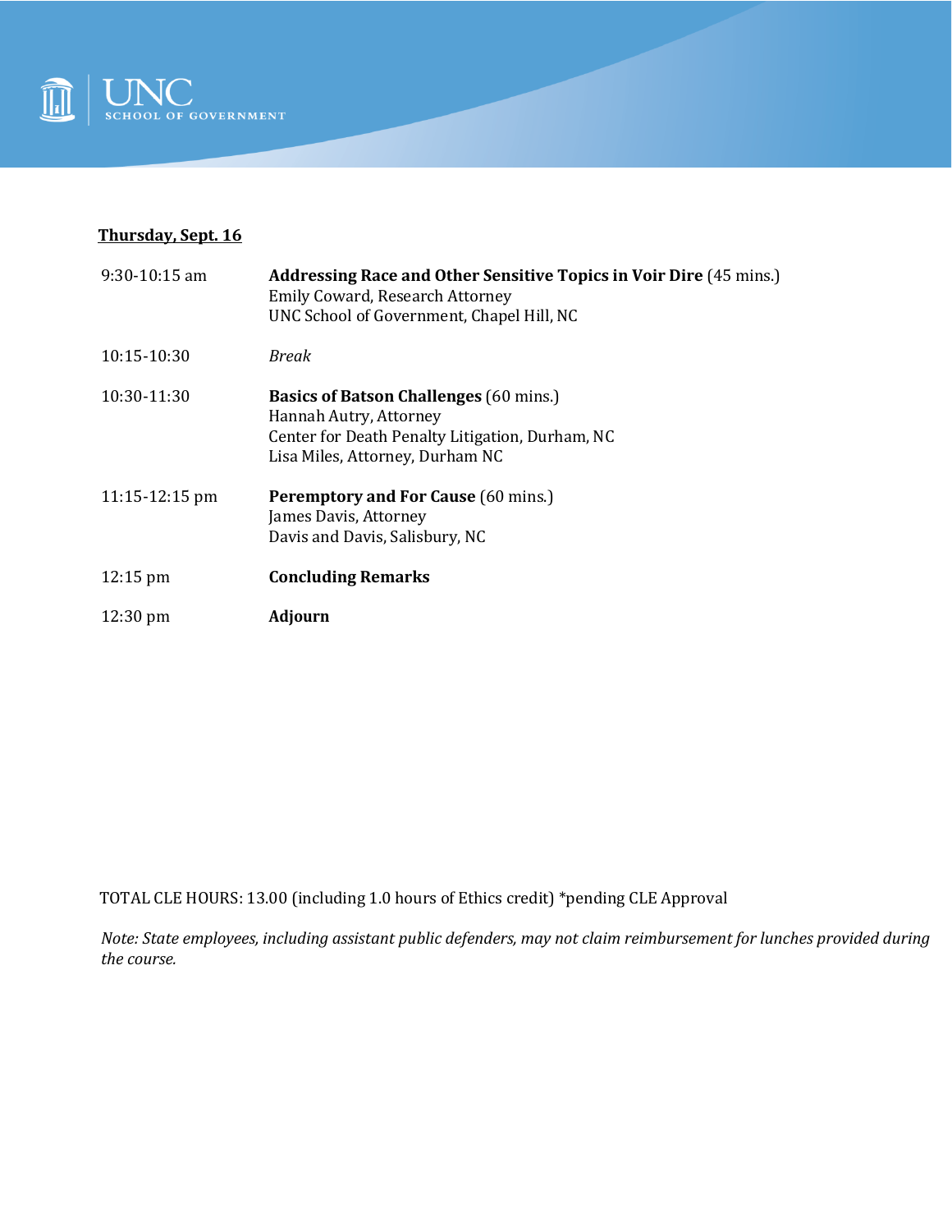**Thursday, Sept. 16**

| | |
|---|---|
| 9:30-10:15 am | **Addressing Race and Other Sensitive Topics in Voir Dire** (45 mins.)<br>Emily Coward, Research Attorney<br>UNC School of Government, Chapel Hill, NC |
| 10:15-10:30 | *Break* |
| 10:30-11:30 | **Basics of Batson Challenges** (60 mins.)<br>Hannah Autry, Attorney<br>Center for Death Penalty Litigation, Durham, NC<br>Lisa Miles, Attorney, Durham NC |
| 11:15-12:15 pm | **Peremptory and For Cause** (60 mins.)<br>James Davis, Attorney<br>Davis and Davis, Salisbury, NC |
| 12:15 pm | **Concluding Remarks** |
| 12:30 pm | **Adjourn** |

TOTAL CLE HOURS: 13.00 (including 1.0 hours of Ethics credit) *pending CLE Approval

*Note: State employees, including assistant public defenders, may not claim reimbursement for lunches provided during the course.*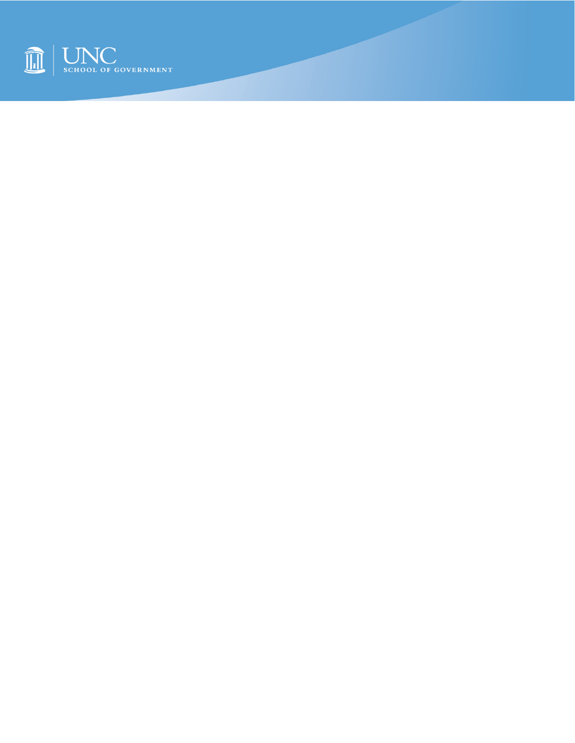UNC

SCHOOL OF GOVERNMENT